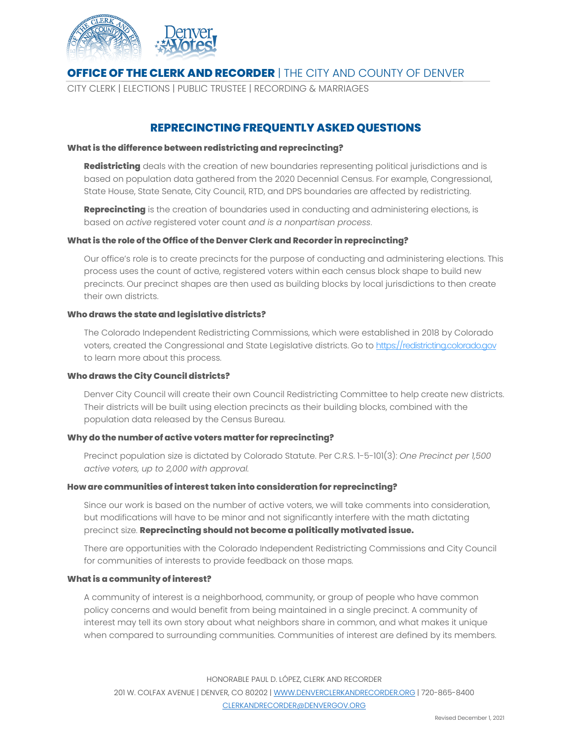**OFFICE OF THE CLERK AND RECORDER** | THE CITY AND COUNTY OF DENVER

CITY CLERK | ELECTIONS | PUBLIC TRUSTEE | RECORDING & MARRIAGES

# REPRECINCTING FREQUENTLY ASKED QUESTIONS

### What is the difference between redistricting and reprecincting?

**Redistricting** deals with the creation of new boundaries representing political jurisdictions and is based on population data gathered from the 2020 Decennial Census. For example, Congressional, State House, State Senate, City Council, RTD, and DPS boundaries are affected by redistricting.

**Reprecincting** is the creation of boundaries used in conducting and administering elections, is based on *active* registered voter count *and is a nonpartisan process*.

### What is the role of the Office of the Denver Clerk and Recorder in reprecincting?

Our office's role is to create precincts for the purpose of conducting and administering elections. This process uses the count of active, registered voters within each census block shape to build new precincts. Our precinct shapes are then used as building blocks by local jurisdictions to then create their own districts.

### Who draws the state and legislative districts?

The Colorado Independent Redistricting Commissions, which were established in 2018 by Colorado voters, created the Congressional and State Legislative districts. Go to https://redistricting.colorado.gov to learn more about this process.

### Who draws the City Council districts?

Denver City Council will create their own Council Redistricting Committee to help create new districts. Their districts will be built using election precincts as their building blocks, combined with the population data released by the Census Bureau.

### Why do the number of active voters matter for reprecincting?

Precinct population size is dictated by Colorado Statute. Per C.R.S. 1-5-101(3): *One Precinct per 1,500 active voters, up to 2,000 with approval.*

### How are communities of interest taken into consideration for reprecincting?

Since our work is based on the number of active voters, we will take comments into consideration, but modifications will have to be minor and not significantly interfere with the math dictating precinct size. **Reprecincting should not become a politically motivated issue.**

There are opportunities with the Colorado Independent Redistricting Commissions and City Council for communities of interests to provide feedback on those maps.

### What is a community of interest?

A community of interest is a neighborhood, community, or group of people who have common policy concerns and would benefit from being maintained in a single precinct. A community of interest may tell its own story about what neighbors share in common, and what makes it unique when compared to surrounding communities. Communities of interest are defined by its members.

HONORABLE PAUL D. LÓPEZ, CLERK AND RECORDER

201 W. COLFAX AVENUE | DENVER, CO 80202 | WWW.DENVERCLERKANDRECORDER.ORG | 720-865-8400

CLERKANDRECORDER@DENVERGOV.ORG

Revised December 1, 2021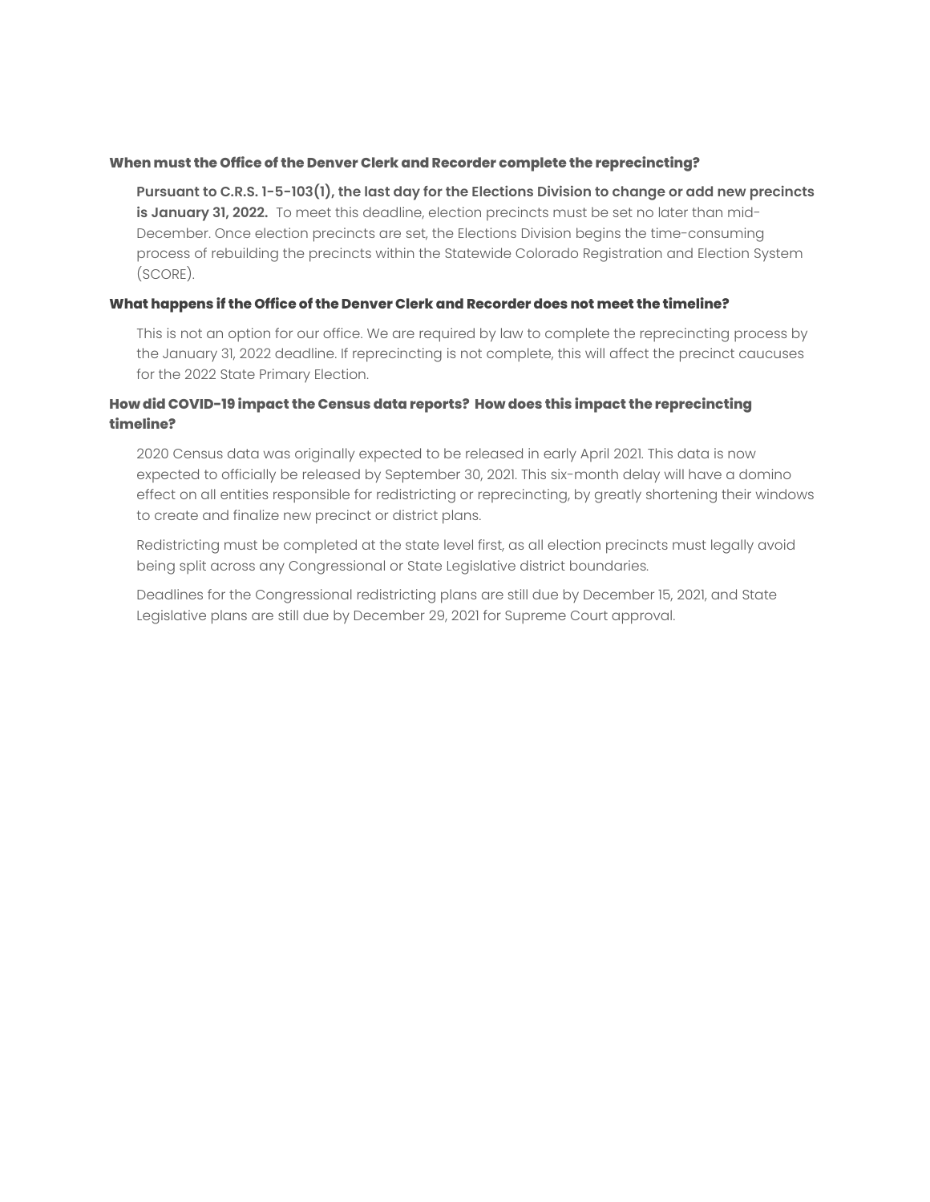**When must the Office of the Denver Clerk and Recorder complete the reprecincting?**

**Pursuant to C.R.S. 1-5-103(1), the last day for the Elections Division to change or add new precincts is January 31, 2022.** To meet this deadline, election precincts must be set no later than mid-December. Once election precincts are set, the Elections Division begins the time-consuming process of rebuilding the precincts within the Statewide Colorado Registration and Election System (SCORE).

**What happens if the Office of the Denver Clerk and Recorder does not meet the timeline?**

This is not an option for our office. We are required by law to complete the reprecincting process by the January 31, 2022 deadline. If reprecincting is not complete, this will affect the precinct caucuses for the 2022 State Primary Election.

**How did COVID-19 impact the Census data reports? How does this impact the reprecincting timeline?**

2020 Census data was originally expected to be released in early April 2021. This data is now expected to officially be released by September 30, 2021. This six-month delay will have a domino effect on all entities responsible for redistricting or reprecincting, by greatly shortening their windows to create and finalize new precinct or district plans.

Redistricting must be completed at the state level first, as all election precincts must legally avoid being split across any Congressional or State Legislative district boundaries.

Deadlines for the Congressional redistricting plans are still due by December 15, 2021, and State Legislative plans are still due by December 29, 2021 for Supreme Court approval.